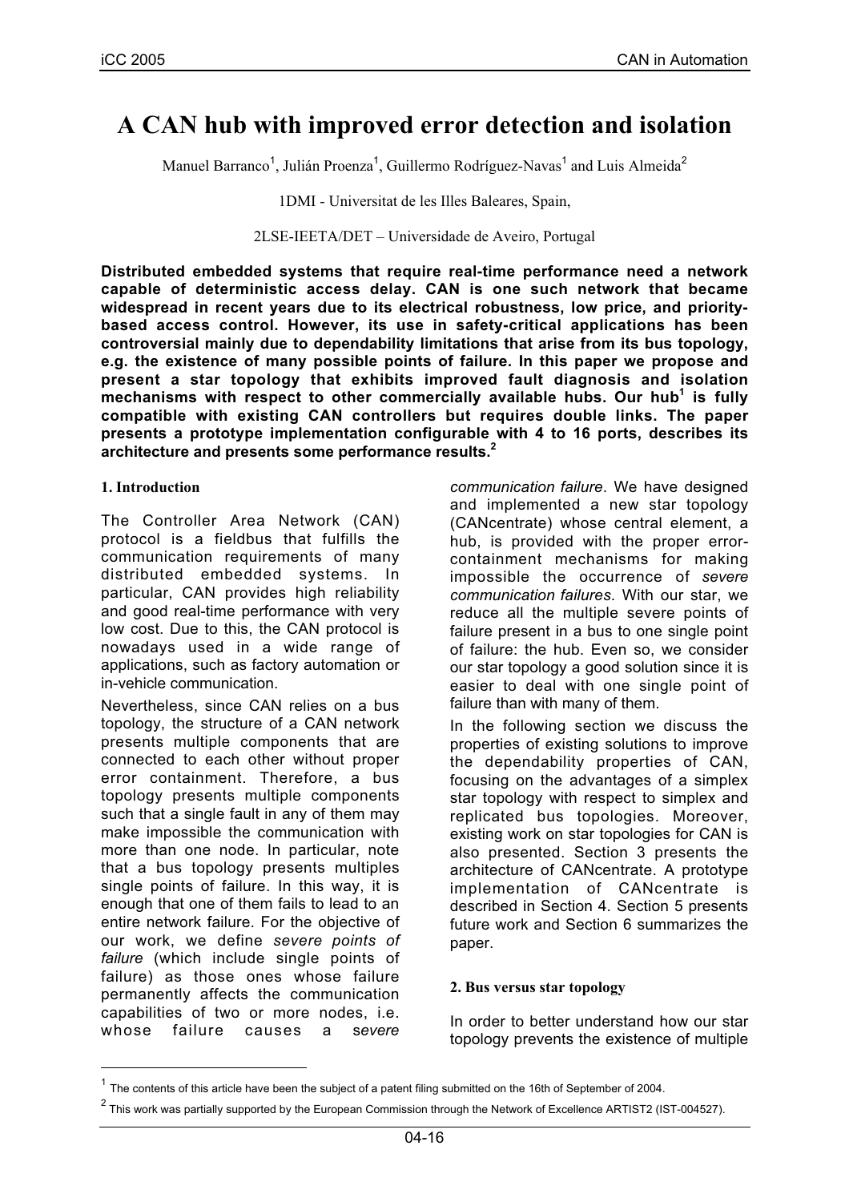# A CAN hub with improved error detection and isolation

Manuel Barranco[1], Julián Proenza[1], Guillermo Rodríguez-Navas[1] and Luis Almeida[2]

1DMI - Universitat de les Illes Baleares, Spain,

2LSE-IEETA/DET – Universidade de Aveiro, Portugal

**Distributed embedded systems that require real-time performance need a network capable of deterministic access delay. CAN is one such network that became widespread in recent years due to its electrical robustness, low price, and priority-based access control. However, its use in safety-critical applications has been controversial mainly due to dependability limitations that arise from its bus topology, e.g. the existence of many possible points of failure. In this paper we propose and present a star topology that exhibits improved fault diagnosis and isolation mechanisms with respect to other commercially available hubs. Our hub[1] is fully compatible with existing CAN controllers but requires double links. The paper presents a prototype implementation configurable with 4 to 16 ports, describes its architecture and presents some performance results.[2]**

## 1. Introduction

The Controller Area Network (CAN) protocol is a fieldbus that fulfills the communication requirements of many distributed embedded systems. In particular, CAN provides high reliability and good real-time performance with very low cost. Due to this, the CAN protocol is nowadays used in a wide range of applications, such as factory automation or in-vehicle communication.

Nevertheless, since CAN relies on a bus topology, the structure of a CAN network presents multiple components that are connected to each other without proper error containment. Therefore, a bus topology presents multiple components such that a single fault in any of them may make impossible the communication with more than one node. In particular, note that a bus topology presents multiples single points of failure. In this way, it is enough that one of them fails to lead to an entire network failure. For the objective of our work, we define *severe points of failure* (which include single points of failure) as those ones whose failure permanently affects the communication capabilities of two or more nodes, i.e. whose failure causes a *severe communication failure*. We have designed and implemented a new star topology (CANcentrate) whose central element, a hub, is provided with the proper error-containment mechanisms for making impossible the occurrence of *severe communication failures*. With our star, we reduce all the multiple severe points of failure present in a bus to one single point of failure: the hub. Even so, we consider our star topology a good solution since it is easier to deal with one single point of failure than with many of them.

In the following section we discuss the properties of existing solutions to improve the dependability properties of CAN, focusing on the advantages of a simplex star topology with respect to simplex and replicated bus topologies. Moreover, existing work on star topologies for CAN is also presented. Section 3 presents the architecture of CANcentrate. A prototype implementation of CANcentrate is described in Section 4. Section 5 presents future work and Section 6 summarizes the paper.

## 2. Bus versus star topology

In order to better understand how our star topology prevents the existence of multiple

[1] The contents of this article have been the subject of a patent filing submitted on the 16th of September of 2004.

[2] This work was partially supported by the European Commission through the Network of Excellence ARTIST2 (IST-004527).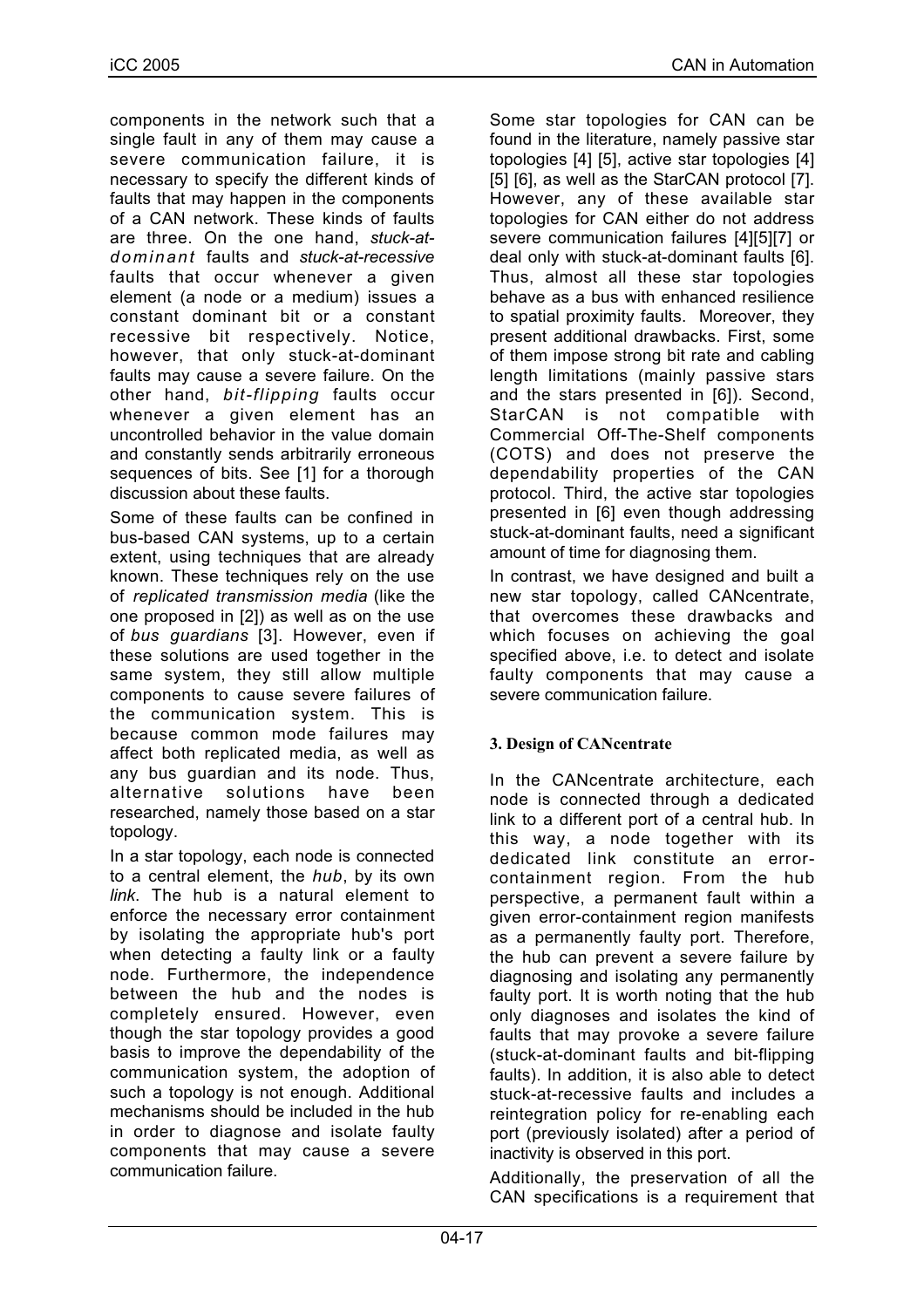components in the network such that a single fault in any of them may cause a severe communication failure, it is necessary to specify the different kinds of faults that may happen in the components of a CAN network. These kinds of faults are three. On the one hand, *stuck-at-dominant* faults and *stuck-at-recessive* faults that occur whenever a given element (a node or a medium) issues a constant dominant bit or a constant recessive bit respectively. Notice, however, that only stuck-at-dominant faults may cause a severe failure. On the other hand, *bit-flipping* faults occur whenever a given element has an uncontrolled behavior in the value domain and constantly sends arbitrarily erroneous sequences of bits. See [1] for a thorough discussion about these faults.

Some of these faults can be confined in bus-based CAN systems, up to a certain extent, using techniques that are already known. These techniques rely on the use of *replicated transmission media* (like the one proposed in [2]) as well as on the use of *bus guardians* [3]. However, even if these solutions are used together in the same system, they still allow multiple components to cause severe failures of the communication system. This is because common mode failures may affect both replicated media, as well as any bus guardian and its node. Thus, alternative solutions have been researched, namely those based on a star topology.

In a star topology, each node is connected to a central element, the *hub*, by its own *link*. The hub is a natural element to enforce the necessary error containment by isolating the appropriate hub's port when detecting a faulty link or a faulty node. Furthermore, the independence between the hub and the nodes is completely ensured. However, even though the star topology provides a good basis to improve the dependability of the communication system, the adoption of such a topology is not enough. Additional mechanisms should be included in the hub in order to diagnose and isolate faulty components that may cause a severe communication failure.

Some star topologies for CAN can be found in the literature, namely passive star topologies [4] [5], active star topologies [4] [5] [6], as well as the StarCAN proposal [7]. However, any of these available star topologies for CAN either do not address severe communication failures [4][5][7] or deal only with stuck-at-dominant faults [6]. Thus, almost all these star topologies behave as a bus with enhanced resilience to spatial proximity faults. Moreover, they present additional drawbacks. First, some of them impose strong bit rate and cabling length limitations (mainly passive stars and the stars presented in [6]). Second, StarCAN is not compatible with Commercial Off-The-Shelf components (COTS) and does not preserve the dependability properties of the CAN protocol. Third, the active star topologies presented in [6] even though addressing stuck-at-dominant faults, need a significant amount of time for diagnosing them.

In contrast, we have designed and built a new star topology, called CANcentrate, that overcomes these drawbacks and which focuses on achieving the goal specified above, i.e. to detect and isolate faulty components that may cause a severe communication failure.

## 3. Design of CANcentrate

In the CANcentrate architecture, each node is connected through a dedicated link to a different port of a central hub. In this way, a node together with its dedicated link constitute an error-containment region. From the hub perspective, a permanent fault within a given error-containment region manifests as a permanently faulty port. Therefore, the hub can prevent a severe failure by diagnosing and isolating any permanently faulty port. It is worth noting that the hub only diagnoses and isolates the kind of faults that may provoke a severe failure (stuck-at-dominant faults and bit-flipping faults). In addition, it is also able to detect stuck-at-recessive faults and includes a reintegration policy for re-enabling each port (previously isolated) after a period of inactivity is observed in this port.

Additionally, the preservation of all the CAN specifications is a requirement that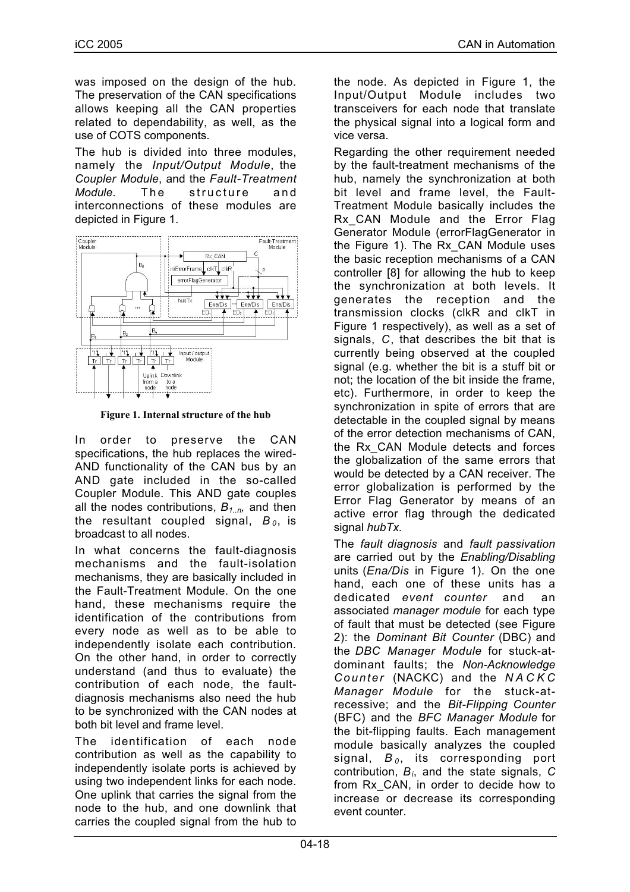was imposed on the design of the hub. The preservation of the CAN specifications allows keeping all the CAN properties related to dependability, as well, as the use of COTS components.

The hub is divided into three modules, namely the *Input/Output Module*, the *Coupler Module*, and the *Fault-Treatment Module*. The structure and interconnections of these modules are depicted in Figure 1.

**Figure 1. Internal structure of the hub**

In order to preserve the CAN specifications, the hub replaces the wired-AND functionality of the CAN bus by an AND gate included in the so-called Coupler Module. This AND gate couples all the nodes contributions, $B_{1..n}$, and then the resultant coupled signal, $B_0$, is broadcast to all nodes.

In what concerns the fault-diagnosis mechanisms and the fault-isolation mechanisms, they are basically included in the Fault-Treatment Module. On the one hand, these mechanisms require the identification of the contributions from every node as well as to be able to independently isolate each contribution. On the other hand, in order to correctly understand (and thus to evaluate) the contribution of each node, the fault-diagnosis mechanisms also need the hub to be synchronized with the CAN nodes at both bit level and frame level.

The identification of each node contribution as well as the capability to independently isolate ports is achieved by using two independent links for each node. One uplink that carries the signal from the node to the hub, and one downlink that carries the coupled signal from the hub to the node. As depicted in Figure 1, the Input/Output Module includes two transceivers for each node that translate the physical signal into a logical form and vice versa.

Regarding the other requirement needed by the fault-treatment mechanisms of the hub, namely the synchronization at both bit level and frame level, the Fault-Treatment Module basically includes the Rx_CAN Module and the Error Flag Generator Module (errorFlagGenerator in the Figure 1). The Rx_CAN Module uses the basic reception mechanisms of a CAN controller [8] for allowing the hub to keep the synchronization at both levels. It generates the reception and the transmission clocks (clkR and clkT in Figure 1 respectively), as well as a set of signals, *C*, that describes the bit that is currently being observed at the coupled signal (e.g. whether the bit is a stuff bit or not; the location of the bit inside the frame, etc). Furthermore, in order to keep the synchronization in spite of errors that are detectable in the coupled signal by means of the error detection mechanisms of CAN, the Rx_CAN Module detects and forces the globalization of the same errors that would be detected by a CAN receiver. The error globalization is performed by the Error Flag Generator by means of an active error flag through the dedicated signal *hubTx*.

The *fault diagnosis* and *fault passivation* are carried out by the *Enabling/Disabling* units (*Ena/Dis* in Figure 1). On the one hand, each one of these units has a dedicated *event counter* and an associated *manager module* for each type of fault that must be detected (see Figure 2): the *Dominant Bit Counter* (DBC) and the *DBC Manager Module* for stuck-at-dominant faults; the *Non-Acknowledge Counter* (NACKC) and the *NACKC Manager Module* for the stuck-at-recessive; and the *Bit-Flipping Counter* (BFC) and the *BFC Manager Module* for the bit-flipping faults. Each management module basically analyzes the coupled signal, $B_0$, its corresponding port contribution, $B_i$, and the state signals, *C* from Rx_CAN, in order to decide how to increase or decrease its corresponding event counter.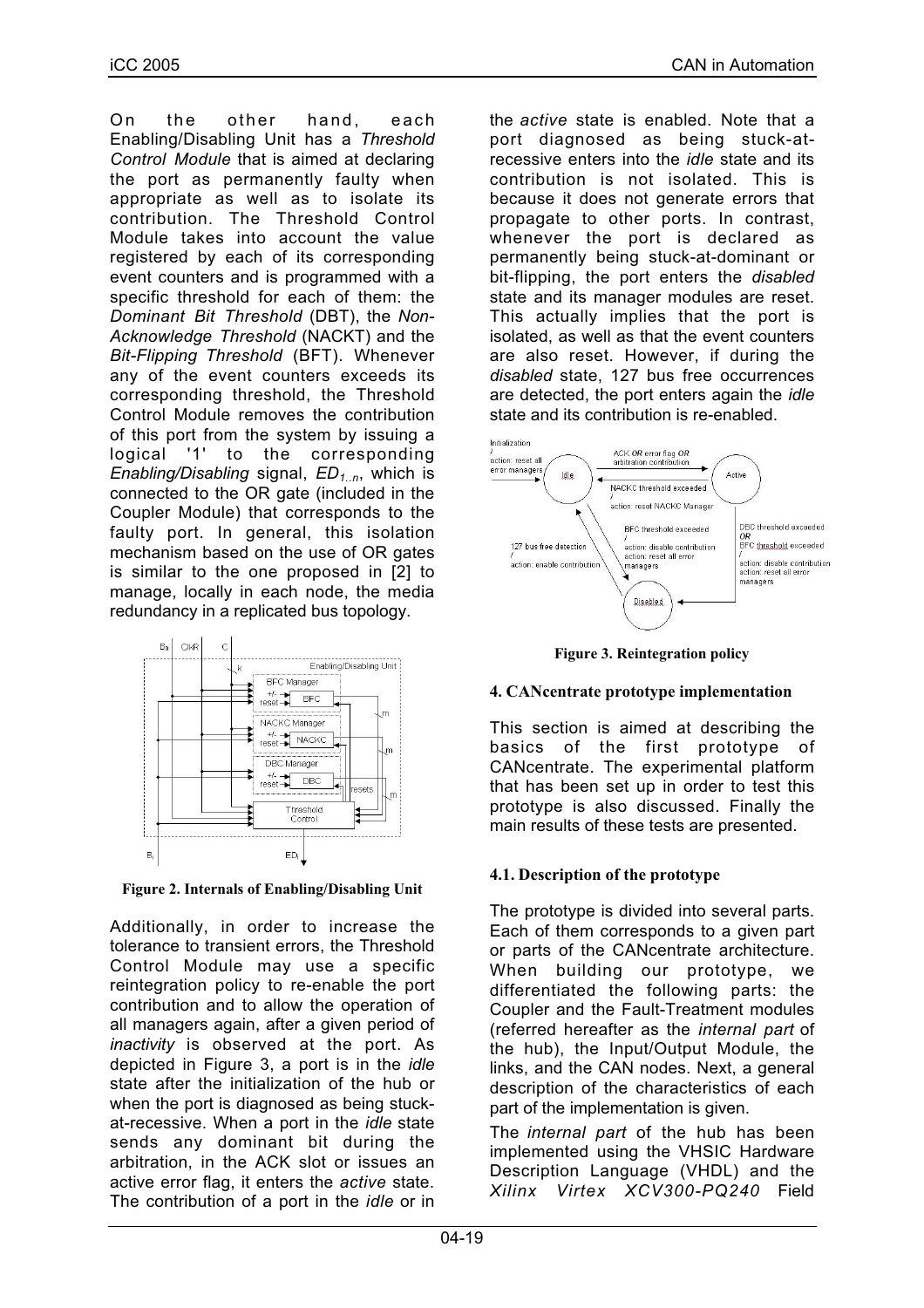On the other hand, each Enabling/Disabling Unit has a *Threshold Control Module* that is aimed at declaring the port as permanently faulty when appropriate as well as to isolate its contribution. The Threshold Control Module takes into account the value registered by each of its corresponding event counters and is programmed with a specific threshold for each of them: the *Dominant Bit Threshold* (DBT), the *Non-Acknowledge Threshold* (NACKT) and the *Bit-Flipping Threshold* (BFT). Whenever any of the event counters exceeds its corresponding threshold, the Threshold Control Module removes the contribution of this port from the system by issuing a logical '1' to the corresponding *Enabling/Disabling* signal, $ED_{1..n}$, which is connected to the OR gate (included in the Coupler Module) that corresponds to the faulty port. In general, this isolation mechanism based on the use of OR gates is similar to the one proposed in [2] to manage, locally in each node, the media redundancy in a replicated bus topology.

**Figure 2. Internals of Enabling/Disabling Unit**

Additionally, in order to increase the tolerance to transient errors, the Threshold Control Module may use a specific reintegration policy to re-enable the port contribution and to allow the operation of all managers again, after a given period of *inactivity* is observed at the port. As depicted in Figure 3, a port is in the *idle* state after the initialization of the hub or when the port is diagnosed as being stuck-at-recessive. When a port in the *idle* state sends any dominant bit during the arbitration, in the ACK slot or issues an active error flag, it enters the *active* state. The contribution of a port in the *idle* or in the *active* state is enabled. Note that a port diagnosed as being stuck-at-recessive enters into the *idle* state and its contribution is not isolated. This is because it does not generate errors that propagate to other ports. In contrast, whenever the port is declared as permanently being stuck-at-dominant or bit-flipping, the port enters the *disabled* state and its manager modules are reset. This actually implies that the port is isolated, as well as that the event counters are also reset. However, if during the *disabled* state, 127 bus free occurrences are detected, the port enters again the *idle* state and its contribution is re-enabled.

**Figure 3. Reintegration policy**

## 4. CANcentrate prototype implementation

This section is aimed at describing the basics of the first prototype of CANcentrate. The experimental platform that has been set up in order to test this prototype is also discussed. Finally the main results of these tests are presented.

### 4.1. Description of the prototype

The prototype is divided into several parts. Each of them corresponds to a given part or parts of the CANcentrate architecture. When building our prototype, we differentiated the following parts: the Coupler and the Fault-Treatment modules (referred hereafter as the *internal part* of the hub), the Input/Output Module, the links, and the CAN nodes. Next, a general description of the characteristics of each part of the implementation is given.

The *internal part* of the hub has been implemented using the VHSIC Hardware Description Language (VHDL) and the *Xilinx Virtex XCV300-PQ240* Field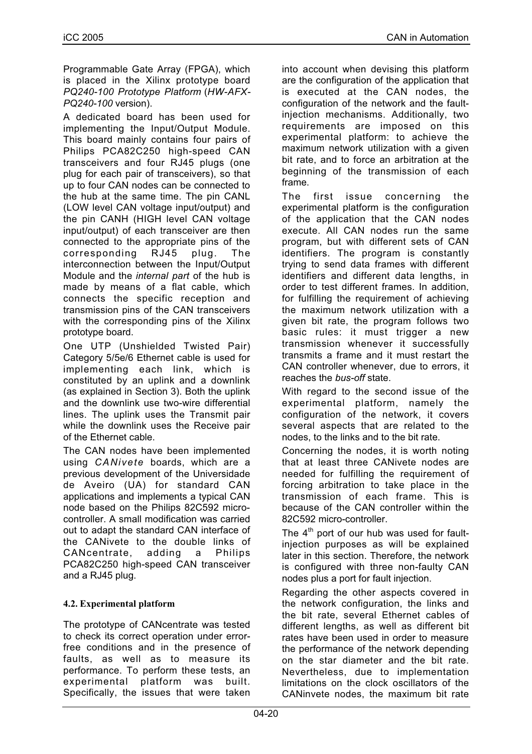Programmable Gate Array (FPGA), which is placed in the Xilinx prototype board *PQ240-100 Prototype Platform* (*HW-AFX-PQ240-100* version).

A dedicated board has been used for implementing the Input/Output Module. This board mainly contains four pairs of Philips PCA82C250 high-speed CAN transceivers and four RJ45 plugs (one plug for each pair of transceivers), so that up to four CAN nodes can be connected to the hub at the same time. The pin CANL (LOW level CAN voltage input/output) and the pin CANH (HIGH level CAN voltage input/output) of each transceiver are then connected to the appropriate pins of the corresponding RJ45 plug. The interconnection between the Input/Output Module and the *internal part* of the hub is made by means of a flat cable, which connects the specific reception and transmission pins of the CAN transceivers with the corresponding pins of the Xilinx prototype board.

One UTP (Unshielded Twisted Pair) Category 5/5e/6 Ethernet cable is used for implementing each link, which is constituted by an uplink and a downlink (as explained in Section 3). Both the uplink and the downlink use two-wire differential lines. The uplink uses the Transmit pair while the downlink uses the Receive pair of the Ethernet cable.

The CAN nodes have been implemented using *CANivete* boards, which are a previous development of the Universidade de Aveiro (UA) for standard CAN applications and implements a typical CAN node based on the Philips 82C592 micro-controller. A small modification was carried out to adapt the standard CAN interface of the CANivete to the double links of CANcentrate, adding a Philips PCA82C250 high-speed CAN transceiver and a RJ45 plug.

### 4.2. Experimental platform

The prototype of CANcentrate was tested to check its correct operation under error-free conditions and in the presence of faults, as well as to measure its performance. To perform these tests, an experimental platform was built. Specifically, the issues that were taken into account when devising this platform are the configuration of the application that is executed at the CAN nodes, the configuration of the network and the fault-injection mechanisms. Additionally, two requirements are imposed on this experimental platform: to achieve the maximum network utilization with a given bit rate, and to force an arbitration at the beginning of the transmission of each frame.

The first issue concerning the experimental platform is the configuration of the application that the CAN nodes execute. All CAN nodes run the same program, but with different sets of CAN identifiers. The program is constantly trying to send data frames with different identifiers and different data lengths, in order to test different frames. In addition, for fulfilling the requirement of achieving the maximum network utilization with a given bit rate, the program follows two basic rules: it must trigger a new transmission whenever it successfully transmits a frame and it must restart the CAN controller whenever, due to errors, it reaches the *bus-off* state.

With regard to the second issue of the experimental platform, namely the configuration of the network, it covers several aspects that are related to the nodes, to the links and to the bit rate.

Concerning the nodes, it is worth noting that at least three CANivete nodes are needed for fulfilling the requirement of forcing arbitration to take place in the transmission of each frame. This is because of the CAN controller within the 82C592 micro-controller.

The 4th port of our hub was used for fault-injection purposes as will be explained later in this section. Therefore, the network is configured with three non-faulty CAN nodes plus a port for fault injection.

Regarding the other aspects covered in the network configuration, the links and the bit rate, several Ethernet cables of different lengths, as well as different bit rates have been used in order to measure the performance of the network depending on the star diameter and the bit rate. Nevertheless, due to implementation limitations on the clock oscillators of the CANinvete nodes, the maximum bit rate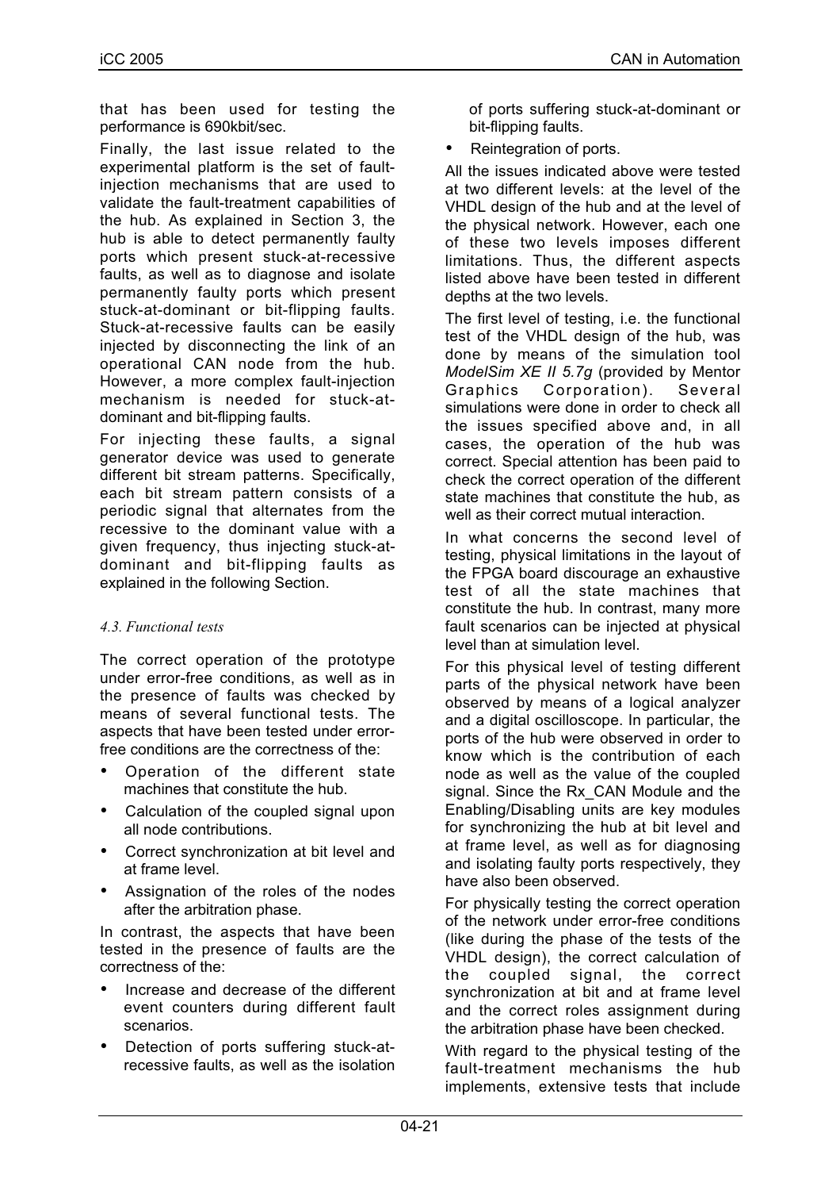that has been used for testing the performance is 690kbit/sec.

Finally, the last issue related to the experimental platform is the set of fault-injection mechanisms that are used to validate the fault-treatment capabilities of the hub. As explained in Section 3, the hub is able to detect permanently faulty ports which present stuck-at-recessive faults, as well as to diagnose and isolate permanently faulty ports which present stuck-at-dominant or bit-flipping faults. Stuck-at-recessive faults can be easily injected by disconnecting the link of an operational CAN node from the hub. However, a more complex fault-injection mechanism is needed for stuck-at-dominant and bit-flipping faults.

For injecting these faults, a signal generator device was used to generate different bit stream patterns. Specifically, each bit stream pattern consists of a periodic signal that alternates from the recessive to the dominant value with a given frequency, thus injecting stuck-at-dominant and bit-flipping faults as explained in the following Section.

### *4.3. Functional tests*

The correct operation of the prototype under error-free conditions, as well as in the presence of faults was checked by means of several functional tests. The aspects that have been tested under error-free conditions are the correctness of the:

- Operation of the different state machines that constitute the hub.
- Calculation of the coupled signal upon all node contributions.
- Correct synchronization at bit level and at frame level.
- Assignation of the roles of the nodes after the arbitration phase.

In contrast, the aspects that have been tested in the presence of faults are the correctness of the:

- Increase and decrease of the different event counters during different fault scenarios.
- Detection of ports suffering stuck-at-recessive faults, as well as the isolation of ports suffering stuck-at-dominant or bit-flipping faults.
- Reintegration of ports.

All the issues indicated above were tested at two different levels: at the level of the VHDL design of the hub and at the level of the physical network. However, each one of these two levels imposes different limitations. Thus, the different aspects listed above have been tested in different depths at the two levels.

The first level of testing, i.e. the functional test of the VHDL design of the hub, was done by means of the simulation tool *ModelSim XE II 5.7g* (provided by Mentor Graphics Corporation). Several simulations were done in order to check all the issues specified above and, in all cases, the operation of the hub was correct. Special attention has been paid to check the correct operation of the different state machines that constitute the hub, as well as their correct mutual interaction.

In what concerns the second level of testing, physical limitations in the layout of the FPGA board discourage an exhaustive test of all the state machines that constitute the hub. In contrast, many more fault scenarios can be injected at physical level than at simulation level.

For this physical level of testing different parts of the physical network have been observed by means of a logical analyzer and a digital oscilloscope. In particular, the ports of the hub were observed in order to know which is the contribution of each node as well as the value of the coupled signal. Since the Rx_CAN Module and the Enabling/Disabling units are key modules for synchronizing the hub at bit level and at frame level, as well as for diagnosing and isolating faulty ports respectively, they have also been observed.

For physically testing the correct operation of the network under error-free conditions (like during the phase of the tests of the VHDL design), the correct calculation of the coupled signal, the correct synchronization at bit and at frame level and the correct roles assignment during the arbitration phase have been checked.

With regard to the physical testing of the fault-treatment mechanisms the hub implements, extensive tests that include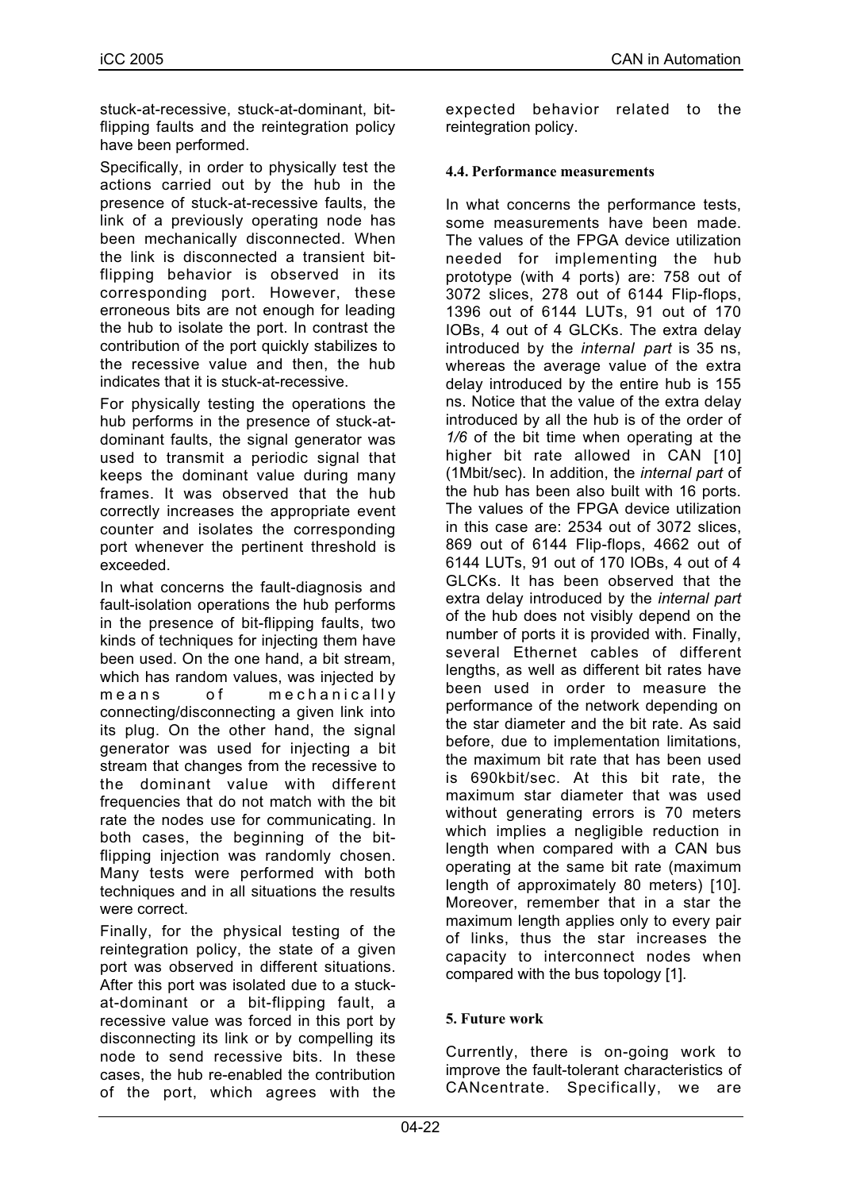stuck-at-recessive, stuck-at-dominant, bit-flipping faults and the reintegration policy have been performed.

Specifically, in order to physically test the actions carried out by the hub in the presence of stuck-at-recessive faults, the link of a previously operating node has been mechanically disconnected. When the link is disconnected a transient bit-flipping behavior is observed in its corresponding port. However, these erroneous bits are not enough for leading the hub to isolate the port. In contrast the contribution of the port quickly stabilizes to the recessive value and then, the hub indicates that it is stuck-at-recessive.

For physically testing the operations the hub performs in the presence of stuck-at-dominant faults, the signal generator was used to transmit a periodic signal that keeps the dominant value during many frames. It was observed that the hub correctly increases the appropriate event counter and isolates the corresponding port whenever the pertinent threshold is exceeded.

In what concerns the fault-diagnosis and fault-isolation operations the hub performs in the presence of bit-flipping faults, two kinds of techniques for injecting them have been used. On the one hand, a bit stream, which has random values, was injected by means of mechanically connecting/disconnecting a given link into its plug. On the other hand, the signal generator was used for injecting a bit stream that changes from the recessive to the dominant value with different frequencies that do not match with the bit rate the nodes use for communicating. In both cases, the beginning of the bit-flipping injection was randomly chosen. Many tests were performed with both techniques and in all situations the results were correct.

Finally, for the physical testing of the reintegration policy, the state of a given port was observed in different situations. After this port was isolated due to a stuck-at-dominant or a bit-flipping fault, a recessive value was forced in this port by disconnecting its link or by compelling its node to send recessive bits. In these cases, the hub re-enabled the contribution of the port, which agrees with the expected behavior related to the reintegration policy.

### 4.4. Performance measurements

In what concerns the performance tests, some measurements have been made. The values of the FPGA device utilization needed for implementing the hub prototype (with 4 ports) are: 758 out of 3072 slices, 278 out of 6144 Flip-flops, 1396 out of 6144 LUTs, 91 out of 170 IOBs, 4 out of 4 GLCKs. The extra delay introduced by the *internal part* is 35 ns, whereas the average value of the extra delay introduced by the entire hub is 155 ns. Notice that the value of the extra delay introduced by all the hub is of the order of *1/6* of the bit time when operating at the higher bit rate allowed in CAN [10] (1Mbit/sec). In addition, the *internal part* of the hub has been also built with 16 ports. The values of the FPGA device utilization in this case are: 2534 out of 3072 slices, 869 out of 6144 Flip-flops, 4662 out of 6144 LUTs, 91 out of 170 IOBs, 4 out of 4 GLCKs. It has been observed that the extra delay introduced by the *internal part* of the hub does not visibly depend on the number of ports it is provided with. Finally, several Ethernet cables of different lengths, as well as different bit rates have been used in order to measure the performance of the network depending on the star diameter and the bit rate. As said before, due to implementation limitations, the maximum bit rate that has been used is 690kbit/sec. At this bit rate, the maximum star diameter that was used without generating errors is 70 meters which implies a negligible reduction in length when compared with a CAN bus operating at the same bit rate (maximum length of approximately 80 meters) [10]. Moreover, remember that in a star the maximum length applies only to every pair of links, thus the star increases the capacity to interconnect nodes when compared with the bus topology [1].

## 5. Future work

Currently, there is on-going work to improve the fault-tolerant characteristics of CANcentrate. Specifically, we are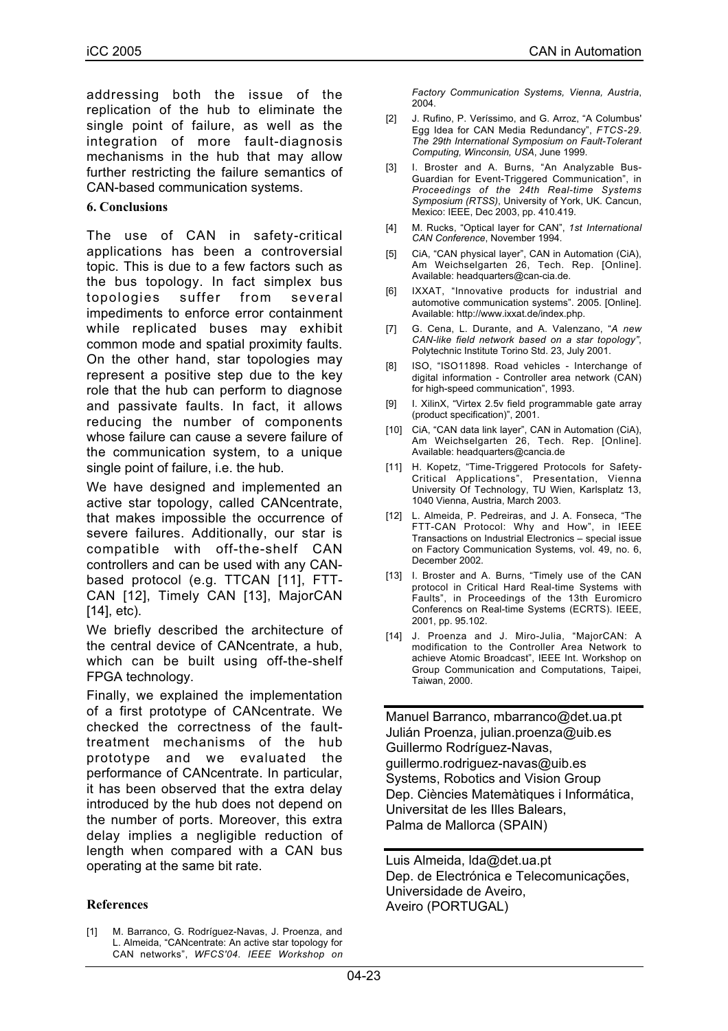addressing both the issue of the replication of the hub to eliminate the single point of failure, as well as the integration of more fault-diagnosis mechanisms in the hub that may allow further restricting the failure semantics of CAN-based communication systems.

## 6. Conclusions

The use of CAN in safety-critical applications has been a controversial topic. This is due to a few factors such as the bus topology. In fact simplex bus topologies suffer from several impediments to enforce error containment while replicated buses may exhibit common mode and spatial proximity faults. On the other hand, star topologies may represent a positive step due to the key role that the hub can perform to diagnose and passivate faults. In fact, it allows reducing the number of components whose failure can cause a severe failure of the communication system, to a unique single point of failure, i.e. the hub.

We have designed and implemented an active star topology, called CANcentrate, that makes impossible the occurrence of severe failures. Additionally, our star is compatible with off-the-shelf CAN controllers and can be used with any CAN-based protocol (e.g. TTCAN [11], FTT-CAN [12], Timely CAN [13], MajorCAN [14], etc).

We briefly described the architecture of the central device of CANcentrate, a hub, which can be built using off-the-shelf FPGA technology.

Finally, we explained the implementation of a first prototype of CANcentrate. We checked the correctness of the fault-treatment mechanisms of the hub prototype and we evaluated the performance of CANcentrate. In particular, it has been observed that the extra delay introduced by the hub does not depend on the number of ports. Moreover, this extra delay implies a negligible reduction of length when compared with a CAN bus operating at the same bit rate.

## References

[1] M. Barranco, G. Rodríguez-Navas, J. Proenza, and L. Almeida, "CANcentrate: An active star topology for CAN networks", *WFCS'04. IEEE Workshop on Factory Communication Systems, Vienna, Austria*, 2004.

[2] J. Rufino, P. Veríssimo, and G. Arroz, "A Columbus' Egg Idea for CAN Media Redundancy", *FTCS-29. The 29th International Symposium on Fault-Tolerant Computing, Winconsin, USA*, June 1999.

[3] I. Broster and A. Burns, "An Analyzable Bus-Guardian for Event-Triggered Communication", in *Proceedings of the 24th Real-time Systems Symposium (RTSS)*, University of York, UK. Cancun, Mexico: IEEE, Dec 2003, pp. 410.419.

[4] M. Rucks, "Optical layer for CAN", *1st International CAN Conference*, November 1994.

[5] CiA, "CAN physical layer", CAN in Automation (CiA), Am Weichselgarten 26, Tech. Rep. [Online]. Available: headquarters@can-cia.de.

[6] IXXAT, "Innovative products for industrial and automotive communication systems". 2005. [Online]. Available: http://www.ixxat.de/index.php.

[7] G. Cena, L. Durante, and A. Valenzano, "*A new CAN-like field network based on a star topology*", Polytechnic Institute Torino Std. 23, July 2001.

[8] ISO, "ISO11898. Road vehicles - Interchange of digital information - Controller area network (CAN) for high-speed communication", 1993.

[9] I. XilinX, "Virtex 2.5v field programmable gate array (product specification)", 2001.

[10] CiA, "CAN data link layer", CAN in Automation (CiA), Am Weichselgarten 26, Tech. Rep. [Online]. Available: headquarters@cancia.de

[11] H. Kopetz, "Time-Triggered Protocols for Safety-Critical Applications", Presentation, Vienna University Of Technology, TU Wien, Karlsplatz 13, 1040 Vienna, Austria, March 2003.

[12] L. Almeida, P. Pedreiras, and J. A. Fonseca, "The FTT-CAN Protocol: Why and How", in IEEE Transactions on Industrial Electronics – special issue on Factory Communication Systems, vol. 49, no. 6, December 2002.

[13] I. Broster and A. Burns, "Timely use of the CAN protocol in Critical Hard Real-time Systems with Faults", in Proceedings of the 13th Euromicro Conferencs on Real-time Systems (ECRTS). IEEE, 2001, pp. 95.102.

[14] J. Proenza and J. Miro-Julia, "MajorCAN: A modification to the Controller Area Network to achieve Atomic Broadcast", IEEE Int. Workshop on Group Communication and Computations, Taipei, Taiwan, 2000.

---

Manuel Barranco, mbarranco@det.ua.pt
Julián Proenza, julian.proenza@uib.es
Guillermo Rodríguez-Navas, guillermo.rodriguez-navas@uib.es
Systems, Robotics and Vision Group
Dep. Ciències Matemàtiques i Informática,
Universitat de les Illes Balears,
Palma de Mallorca (SPAIN)

---

Luis Almeida, lda@det.ua.pt
Dep. de Electrónica e Telecomunicações,
Universidade de Aveiro,
Aveiro (PORTUGAL)